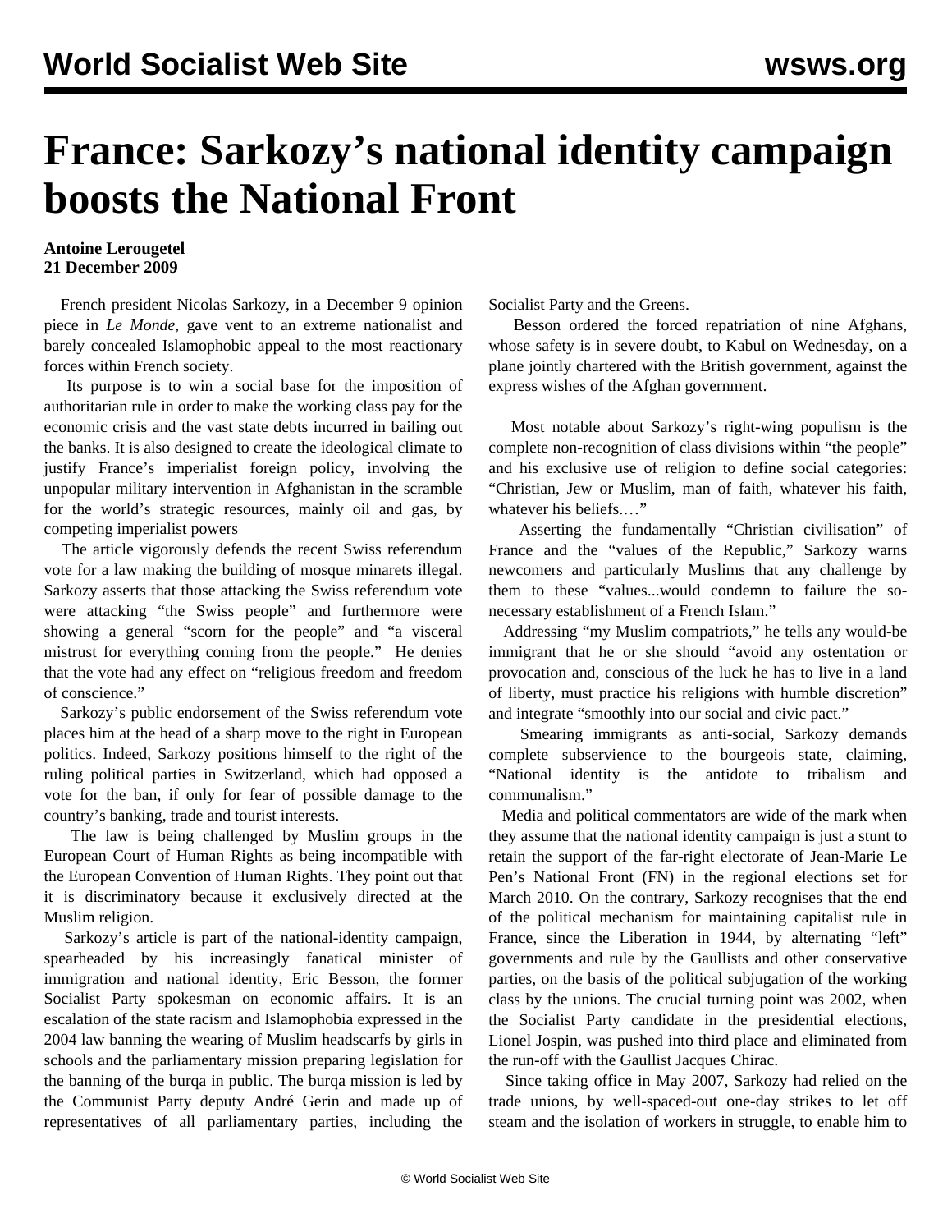# France: Sarkozy's national identity campaign boosts the National Front

**Antoine Lerougetel**
**21 December 2009**

French president Nicolas Sarkozy, in a December 9 opinion piece in *Le Monde*, gave vent to an extreme nationalist and barely concealed Islamophobic appeal to the most reactionary forces within French society.

Its purpose is to win a social base for the imposition of authoritarian rule in order to make the working class pay for the economic crisis and the vast state debts incurred in bailing out the banks. It is also designed to create the ideological climate to justify France's imperialist foreign policy, involving the unpopular military intervention in Afghanistan in the scramble for the world's strategic resources, mainly oil and gas, by competing imperialist powers

The article vigorously defends the recent Swiss referendum vote for a law making the building of mosque minarets illegal. Sarkozy asserts that those attacking the Swiss referendum vote were attacking "the Swiss people" and furthermore were showing a general "scorn for the people" and "a visceral mistrust for everything coming from the people." He denies that the vote had any effect on "religious freedom and freedom of conscience."

Sarkozy's public endorsement of the Swiss referendum vote places him at the head of a sharp move to the right in European politics. Indeed, Sarkozy positions himself to the right of the ruling political parties in Switzerland, which had opposed a vote for the ban, if only for fear of possible damage to the country's banking, trade and tourist interests.

The law is being challenged by Muslim groups in the European Court of Human Rights as being incompatible with the European Convention of Human Rights. They point out that it is discriminatory because it exclusively directed at the Muslim religion.

Sarkozy's article is part of the national-identity campaign, spearheaded by his increasingly fanatical minister of immigration and national identity, Eric Besson, the former Socialist Party spokesman on economic affairs. It is an escalation of the state racism and Islamophobia expressed in the 2004 law banning the wearing of Muslim headscarfs by girls in schools and the parliamentary mission preparing legislation for the banning of the burqa in public. The burqa mission is led by the Communist Party deputy André Gerin and made up of representatives of all parliamentary parties, including the Socialist Party and the Greens.

Besson ordered the forced repatriation of nine Afghans, whose safety is in severe doubt, to Kabul on Wednesday, on a plane jointly chartered with the British government, against the express wishes of the Afghan government.

Most notable about Sarkozy's right-wing populism is the complete non-recognition of class divisions within "the people" and his exclusive use of religion to define social categories: "Christian, Jew or Muslim, man of faith, whatever his faith, whatever his beliefs.…"

Asserting the fundamentally "Christian civilisation" of France and the "values of the Republic," Sarkozy warns newcomers and particularly Muslims that any challenge by them to these "values...would condemn to failure the so-necessary establishment of a French Islam."

Addressing "my Muslim compatriots," he tells any would-be immigrant that he or she should "avoid any ostentation or provocation and, conscious of the luck he has to live in a land of liberty, must practice his religions with humble discretion" and integrate "smoothly into our social and civic pact."

Smearing immigrants as anti-social, Sarkozy demands complete subservience to the bourgeois state, claiming, "National identity is the antidote to tribalism and communalism."

Media and political commentators are wide of the mark when they assume that the national identity campaign is just a stunt to retain the support of the far-right electorate of Jean-Marie Le Pen's National Front (FN) in the regional elections set for March 2010. On the contrary, Sarkozy recognises that the end of the political mechanism for maintaining capitalist rule in France, since the Liberation in 1944, by alternating "left" governments and rule by the Gaullists and other conservative parties, on the basis of the political subjugation of the working class by the unions. The crucial turning point was 2002, when the Socialist Party candidate in the presidential elections, Lionel Jospin, was pushed into third place and eliminated from the run-off with the Gaullist Jacques Chirac.

Since taking office in May 2007, Sarkozy had relied on the trade unions, by well-spaced-out one-day strikes to let off steam and the isolation of workers in struggle, to enable him to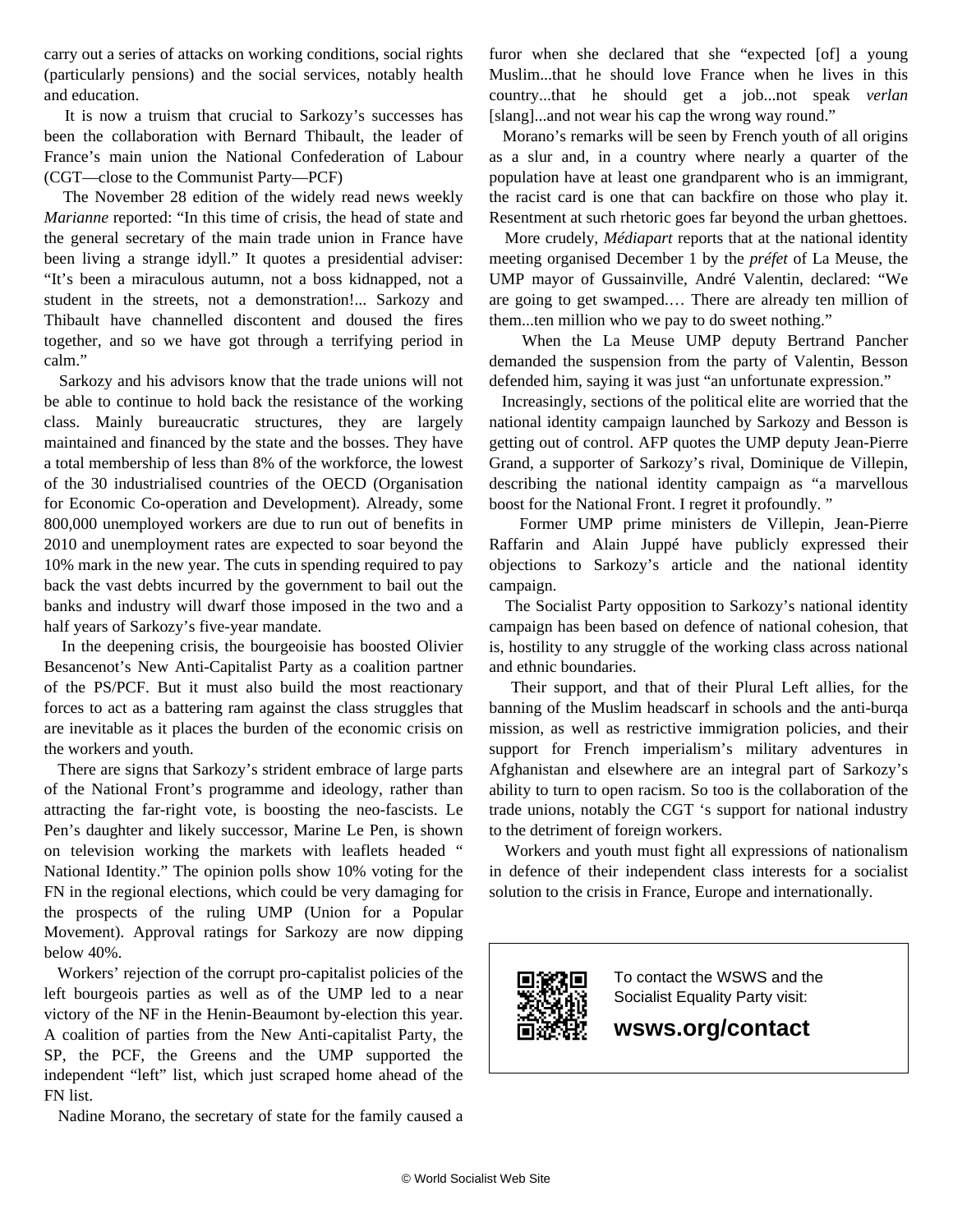carry out a series of attacks on working conditions, social rights (particularly pensions) and the social services, notably health and education.

It is now a truism that crucial to Sarkozy's successes has been the collaboration with Bernard Thibault, the leader of France's main union the National Confederation of Labour (CGT—close to the Communist Party—PCF)

The November 28 edition of the widely read news weekly *Marianne* reported: "In this time of crisis, the head of state and the general secretary of the main trade union in France have been living a strange idyll." It quotes a presidential adviser: "It's been a miraculous autumn, not a boss kidnapped, not a student in the streets, not a demonstration!... Sarkozy and Thibault have channelled discontent and doused the fires together, and so we have got through a terrifying period in calm."

Sarkozy and his advisors know that the trade unions will not be able to continue to hold back the resistance of the working class. Mainly bureaucratic structures, they are largely maintained and financed by the state and the bosses. They have a total membership of less than 8% of the workforce, the lowest of the 30 industrialised countries of the OECD (Organisation for Economic Co-operation and Development). Already, some 800,000 unemployed workers are due to run out of benefits in 2010 and unemployment rates are expected to soar beyond the 10% mark in the new year. The cuts in spending required to pay back the vast debts incurred by the government to bail out the banks and industry will dwarf those imposed in the two and a half years of Sarkozy's five-year mandate.

In the deepening crisis, the bourgeoisie has boosted Olivier Besancenot's New Anti-Capitalist Party as a coalition partner of the PS/PCF. But it must also build the most reactionary forces to act as a battering ram against the class struggles that are inevitable as it places the burden of the economic crisis on the workers and youth.

There are signs that Sarkozy's strident embrace of large parts of the National Front's programme and ideology, rather than attracting the far-right vote, is boosting the neo-fascists. Le Pen's daughter and likely successor, Marine Le Pen, is shown on television working the markets with leaflets headed " National Identity." The opinion polls show 10% voting for the FN in the regional elections, which could be very damaging for the prospects of the ruling UMP (Union for a Popular Movement). Approval ratings for Sarkozy are now dipping below 40%.

Workers' rejection of the corrupt pro-capitalist policies of the left bourgeois parties as well as of the UMP led to a near victory of the NF in the Henin-Beaumont by-election this year. A coalition of parties from the New Anti-capitalist Party, the SP, the PCF, the Greens and the UMP supported the independent "left" list, which just scraped home ahead of the FN list.

Nadine Morano, the secretary of state for the family caused a furor when she declared that she "expected [of] a young Muslim...that he should love France when he lives in this country...that he should get a job...not speak *verlan* [slang]...and not wear his cap the wrong way round."

Morano's remarks will be seen by French youth of all origins as a slur and, in a country where nearly a quarter of the population have at least one grandparent who is an immigrant, the racist card is one that can backfire on those who play it. Resentment at such rhetoric goes far beyond the urban ghettoes.

More crudely, *Médiapart* reports that at the national identity meeting organised December 1 by the *préfet* of La Meuse, the UMP mayor of Gussainville, André Valentin, declared: "We are going to get swamped.… There are already ten million of them...ten million who we pay to do sweet nothing."

When the La Meuse UMP deputy Bertrand Pancher demanded the suspension from the party of Valentin, Besson defended him, saying it was just "an unfortunate expression."

Increasingly, sections of the political elite are worried that the national identity campaign launched by Sarkozy and Besson is getting out of control. AFP quotes the UMP deputy Jean-Pierre Grand, a supporter of Sarkozy's rival, Dominique de Villepin, describing the national identity campaign as "a marvellous boost for the National Front. I regret it profoundly. "

Former UMP prime ministers de Villepin, Jean-Pierre Raffarin and Alain Juppé have publicly expressed their objections to Sarkozy's article and the national identity campaign.

The Socialist Party opposition to Sarkozy's national identity campaign has been based on defence of national cohesion, that is, hostility to any struggle of the working class across national and ethnic boundaries.

Their support, and that of their Plural Left allies, for the banning of the Muslim headscarf in schools and the anti-burqa mission, as well as restrictive immigration policies, and their support for French imperialism's military adventures in Afghanistan and elsewhere are an integral part of Sarkozy's ability to turn to open racism. So too is the collaboration of the trade unions, notably the CGT 's support for national industry to the detriment of foreign workers.

Workers and youth must fight all expressions of nationalism in defence of their independent class interests for a socialist solution to the crisis in France, Europe and internationally.

To contact the WSWS and the Socialist Equality Party visit:

**wsws.org/contact**